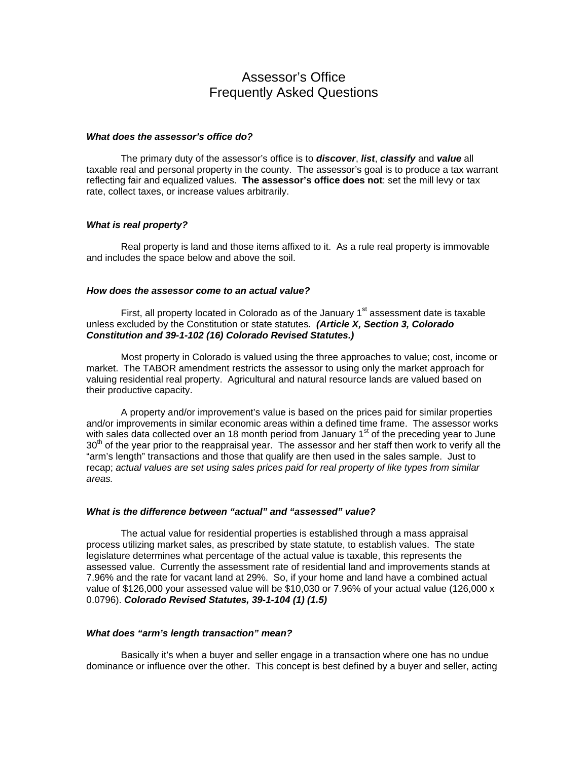# Assessor's Office
# Frequently Asked Questions

### *What does the assessor's office do?*

The primary duty of the assessor's office is to ***discover***, ***list***, ***classify*** and ***value*** all taxable real and personal property in the county. The assessor's goal is to produce a tax warrant reflecting fair and equalized values. **The assessor's office does not**: set the mill levy or tax rate, collect taxes, or increase values arbitrarily.

### *What is real property?*

Real property is land and those items affixed to it. As a rule real property is immovable and includes the space below and above the soil.

### *How does the assessor come to an actual value?*

First, all property located in Colorado as of the January 1st assessment date is taxable unless excluded by the Constitution or state statutes***. (Article X, Section 3, Colorado Constitution and 39-1-102 (16) Colorado Revised Statutes.)***

Most property in Colorado is valued using the three approaches to value; cost, income or market. The TABOR amendment restricts the assessor to using only the market approach for valuing residential real property. Agricultural and natural resource lands are valued based on their productive capacity.

A property and/or improvement's value is based on the prices paid for similar properties and/or improvements in similar economic areas within a defined time frame. The assessor works with sales data collected over an 18 month period from January 1st of the preceding year to June 30th of the year prior to the reappraisal year. The assessor and her staff then work to verify all the "arm's length" transactions and those that qualify are then used in the sales sample. Just to recap; *actual values are set using sales prices paid for real property of like types from similar areas.*

### *What is the difference between "actual" and "assessed" value?*

The actual value for residential properties is established through a mass appraisal process utilizing market sales, as prescribed by state statute, to establish values. The state legislature determines what percentage of the actual value is taxable, this represents the assessed value. Currently the assessment rate of residential land and improvements stands at 7.96% and the rate for vacant land at 29%. So, if your home and land have a combined actual value of $126,000 your assessed value will be $10,030 or 7.96% of your actual value (126,000 x 0.0796). ***Colorado Revised Statutes, 39-1-104 (1) (1.5)***

### *What does "arm's length transaction" mean?*

Basically it's when a buyer and seller engage in a transaction where one has no undue dominance or influence over the other. This concept is best defined by a buyer and seller, acting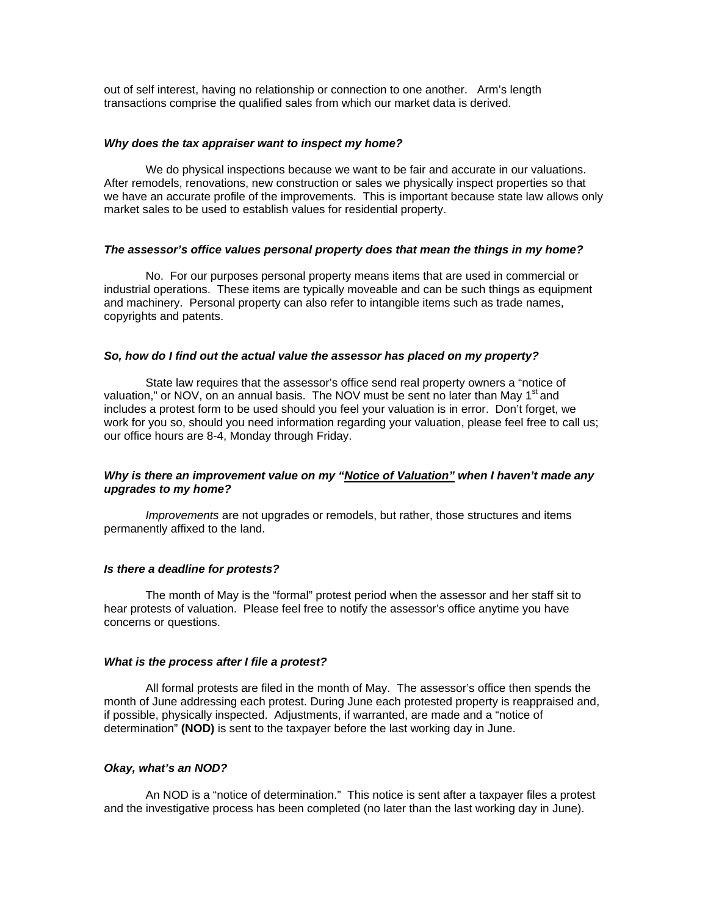out of self interest, having no relationship or connection to one another. Arm's length transactions comprise the qualified sales from which our market data is derived.

***Why does the tax appraiser want to inspect my home?***

We do physical inspections because we want to be fair and accurate in our valuations. After remodels, renovations, new construction or sales we physically inspect properties so that we have an accurate profile of the improvements. This is important because state law allows only market sales to be used to establish values for residential property.

***The assessor's office values personal property does that mean the things in my home?***

No. For our purposes personal property means items that are used in commercial or industrial operations. These items are typically moveable and can be such things as equipment and machinery. Personal property can also refer to intangible items such as trade names, copyrights and patents.

***So, how do I find out the actual value the assessor has placed on my property?***

State law requires that the assessor's office send real property owners a "notice of valuation," or NOV, on an annual basis. The NOV must be sent no later than May 1st and includes a protest form to be used should you feel your valuation is in error. Don't forget, we work for you so, should you need information regarding your valuation, please feel free to call us; our office hours are 8-4, Monday through Friday.

***Why is there an improvement value on my "<u>Notice of Valuation</u>" when I haven't made any upgrades to my home?***

*Improvements* are not upgrades or remodels, but rather, those structures and items permanently affixed to the land.

***Is there a deadline for protests?***

The month of May is the "formal" protest period when the assessor and her staff sit to hear protests of valuation. Please feel free to notify the assessor's office anytime you have concerns or questions.

***What is the process after I file a protest?***

All formal protests are filed in the month of May. The assessor's office then spends the month of June addressing each protest. During June each protested property is reappraised and, if possible, physically inspected. Adjustments, if warranted, are made and a "notice of determination" **(NOD)** is sent to the taxpayer before the last working day in June.

***Okay, what's an NOD?***

An NOD is a "notice of determination." This notice is sent after a taxpayer files a protest and the investigative process has been completed (no later than the last working day in June).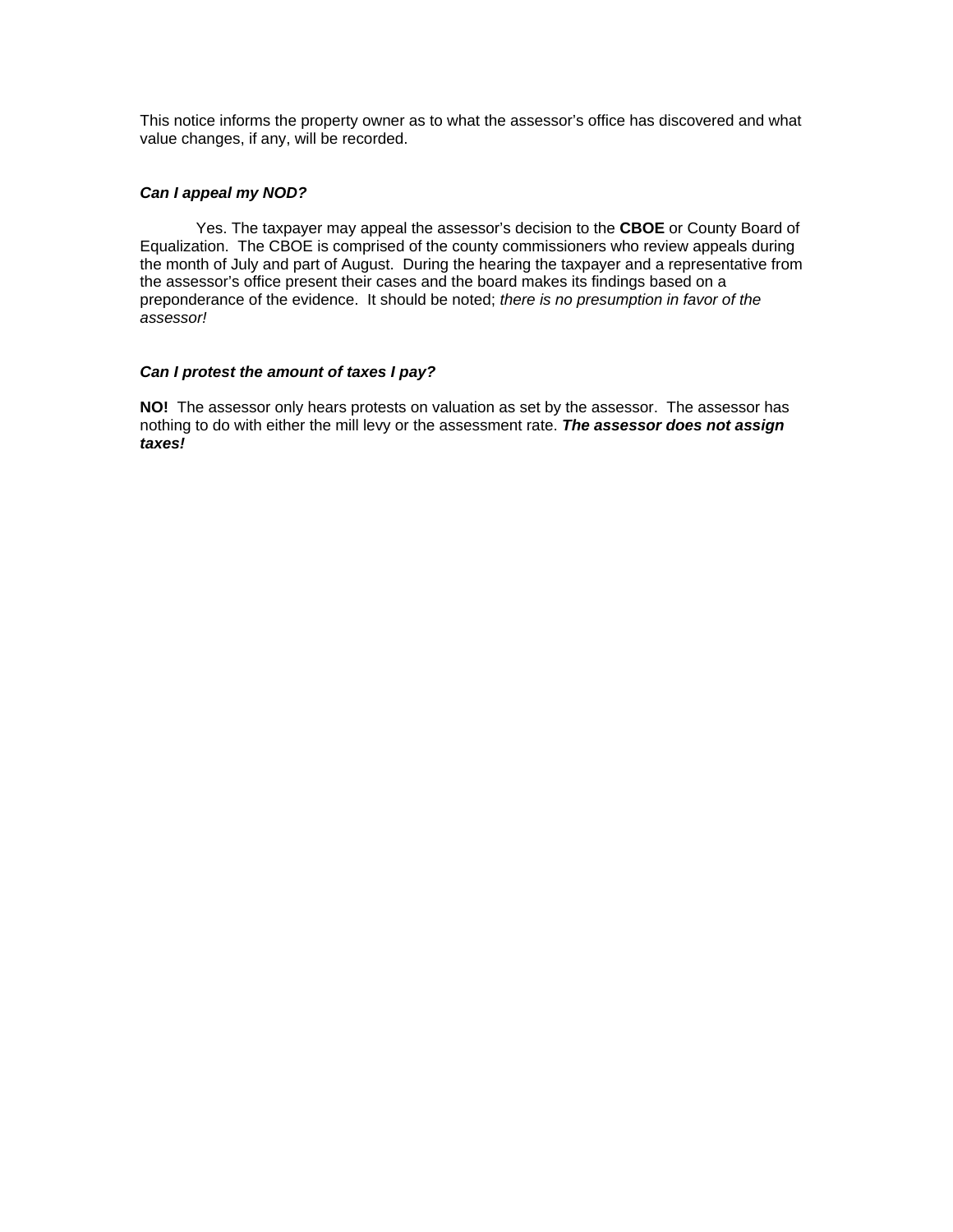This notice informs the property owner as to what the assessor's office has discovered and what value changes, if any, will be recorded.

***Can I appeal my NOD?***

Yes. The taxpayer may appeal the assessor's decision to the **CBOE** or County Board of Equalization. The CBOE is comprised of the county commissioners who review appeals during the month of July and part of August. During the hearing the taxpayer and a representative from the assessor's office present their cases and the board makes its findings based on a preponderance of the evidence. It should be noted; *there is no presumption in favor of the assessor!*

***Can I protest the amount of taxes I pay?***

**NO!** The assessor only hears protests on valuation as set by the assessor. The assessor has nothing to do with either the mill levy or the assessment rate. ***The assessor does not assign taxes!***